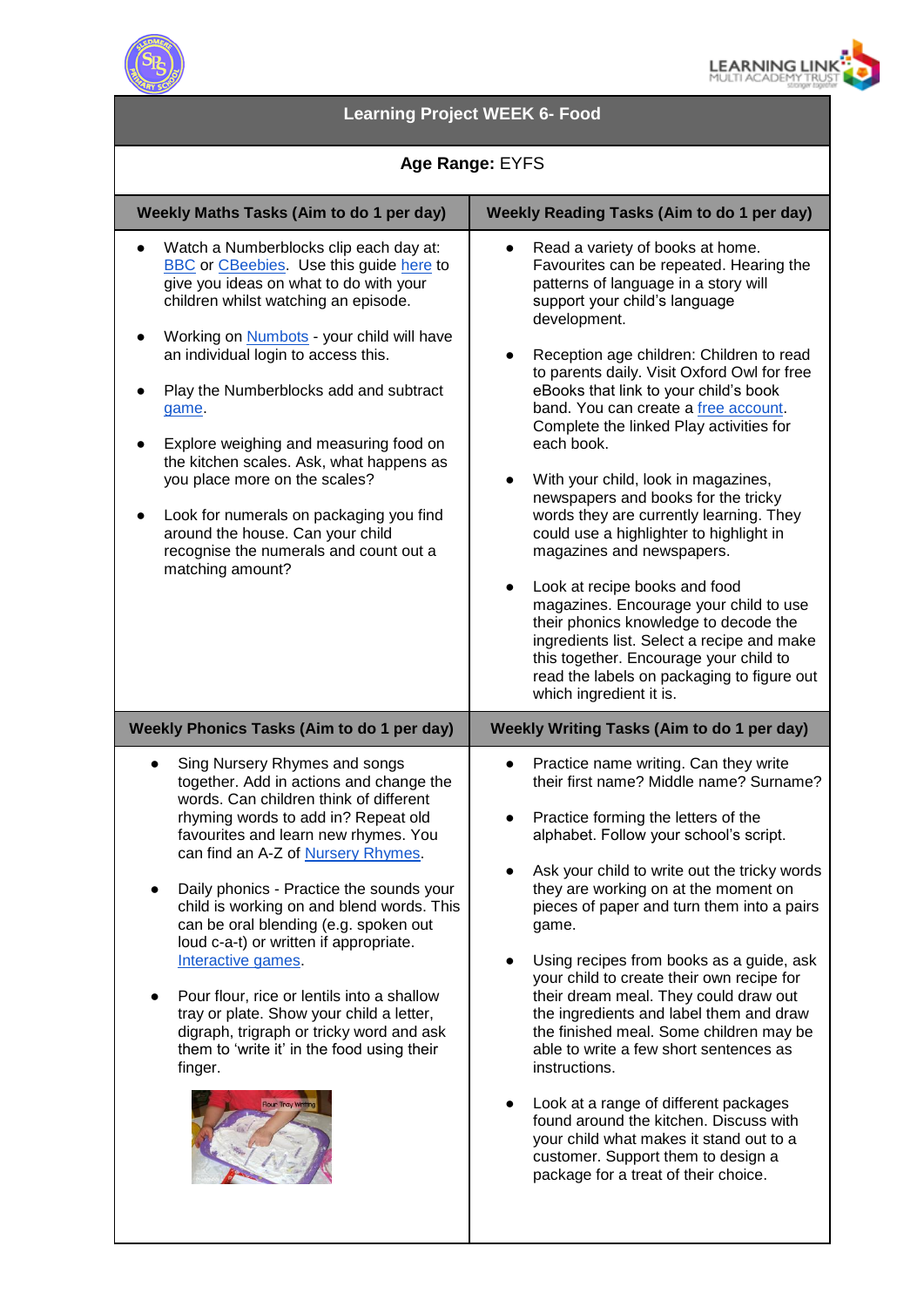# Learning Project WEEK 6- Food

**Age Range:** EYFS

| Weekly Maths Tasks (Aim to do 1 per day) | Weekly Reading Tasks (Aim to do 1 per day) |
|---|---|
| • Watch a Numberblocks clip each day at: BBC or CBeebies. Use this guide here to give you ideas on what to do with your children whilst watching an episode.<br><br>• Working on Numbots - your child will have an individual login to access this.<br><br>• Play the Numberblocks add and subtract game.<br><br>• Explore weighing and measuring food on the kitchen scales. Ask, what happens as you place more on the scales?<br><br>• Look for numerals on packaging you find around the house. Can your child recognise the numerals and count out a matching amount? | • Read a variety of books at home. Favourites can be repeated. Hearing the patterns of language in a story will support your child's language development.<br><br>• Reception age children: Children to read to parents daily. Visit Oxford Owl for free eBooks that link to your child's book band. You can create a free account. Complete the linked Play activities for each book.<br><br>• With your child, look in magazines, newspapers and books for the tricky words they are currently learning. They could use a highlighter to highlight in magazines and newspapers.<br><br>• Look at recipe books and food magazines. Encourage your child to use their phonics knowledge to decode the ingredients list. Select a recipe and make this together. Encourage your child to read the labels on packaging to figure out which ingredient it is. |
| **Weekly Phonics Tasks (Aim to do 1 per day)** | **Weekly Writing Tasks (Aim to do 1 per day)** |
| • Sing Nursery Rhymes and songs together. Add in actions and change the words. Can children think of different rhyming words to add in? Repeat old favourites and learn new rhymes. You can find an A-Z of Nursery Rhymes.<br><br>• Daily phonics - Practice the sounds your child is working on and blend words. This can be oral blending (e.g. spoken out loud c-a-t) or written if appropriate. Interactive games.<br><br>• Pour flour, rice or lentils into a shallow tray or plate. Show your child a letter, digraph, trigraph or tricky word and ask them to 'write it' in the food using their finger. | • Practice name writing. Can they write their first name? Middle name? Surname?<br><br>• Practice forming the letters of the alphabet. Follow your school's script.<br><br>• Ask your child to write out the tricky words they are working on at the moment on pieces of paper and turn them into a pairs game.<br><br>• Using recipes from books as a guide, ask your child to create their own recipe for their dream meal. They could draw out the ingredients and label them and draw the finished meal. Some children may be able to write a few short sentences as instructions.<br><br>• Look at a range of different packages found around the kitchen. Discuss with your child what makes it stand out to a customer. Support them to design a package for a treat of their choice. |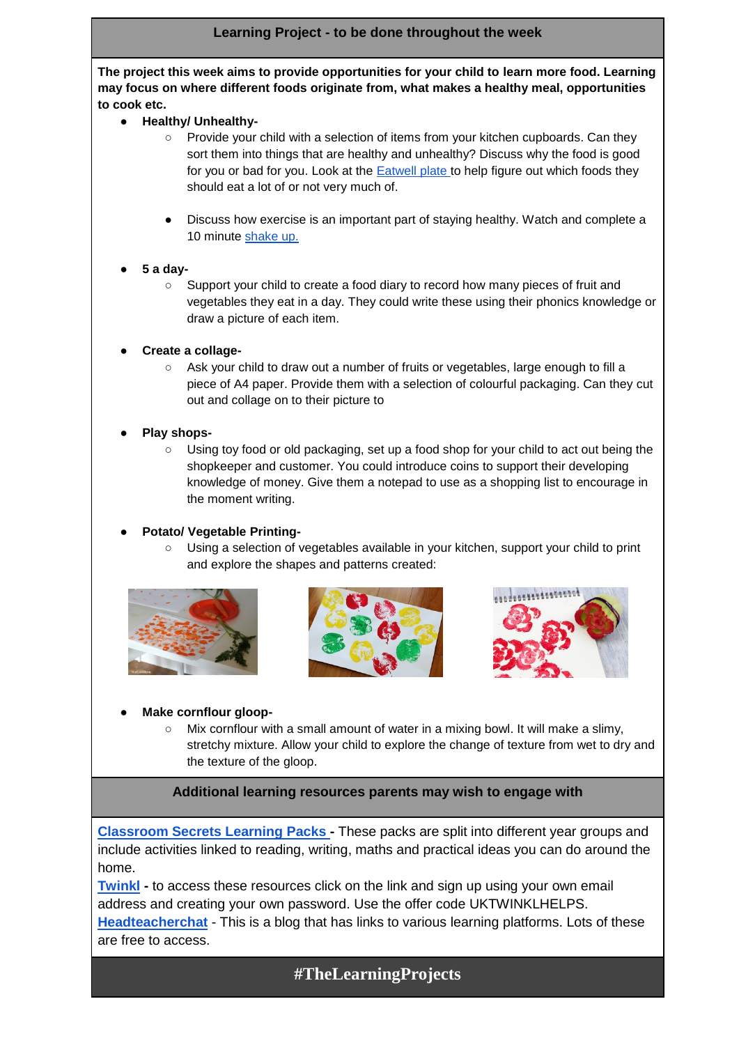## Learning Project - to be done throughout the week

**The project this week aims to provide opportunities for your child to learn more food. Learning may focus on where different foods originate from, what makes a healthy meal, opportunities to cook etc.**

- **Healthy/ Unhealthy-**
  - Provide your child with a selection of items from your kitchen cupboards. Can they sort them into things that are healthy and unhealthy? Discuss why the food is good for you or bad for you. Look at the Eatwell plate to help figure out which foods they should eat a lot of or not very much of.
  - Discuss how exercise is an important part of staying healthy. Watch and complete a 10 minute shake up.
- **5 a day-**
  - Support your child to create a food diary to record how many pieces of fruit and vegetables they eat in a day. They could write these using their phonics knowledge or draw a picture of each item.
- **Create a collage-**
  - Ask your child to draw out a number of fruits or vegetables, large enough to fill a piece of A4 paper. Provide them with a selection of colourful packaging. Can they cut out and collage on to their picture to
- **Play shops-**
  - Using toy food or old packaging, set up a food shop for your child to act out being the shopkeeper and customer. You could introduce coins to support their developing knowledge of money. Give them a notepad to use as a shopping list to encourage in the moment writing.
- **Potato/ Vegetable Printing-**
  - Using a selection of vegetables available in your kitchen, support your child to print and explore the shapes and patterns created:
- **Make cornflour gloop-**
  - Mix cornflour with a small amount of water in a mixing bowl. It will make a slimy, stretchy mixture. Allow your child to explore the change of texture from wet to dry and the texture of the gloop.

## Additional learning resources parents may wish to engage with

**Classroom Secrets Learning Packs -** These packs are split into different year groups and include activities linked to reading, writing, maths and practical ideas you can do around the home.
**Twinkl -** to access these resources click on the link and sign up using your own email address and creating your own password. Use the offer code UKTWINKLHELPS.
**Headteacherchat** - This is a blog that has links to various learning platforms. Lots of these are free to access.

**#TheLearningProjects**